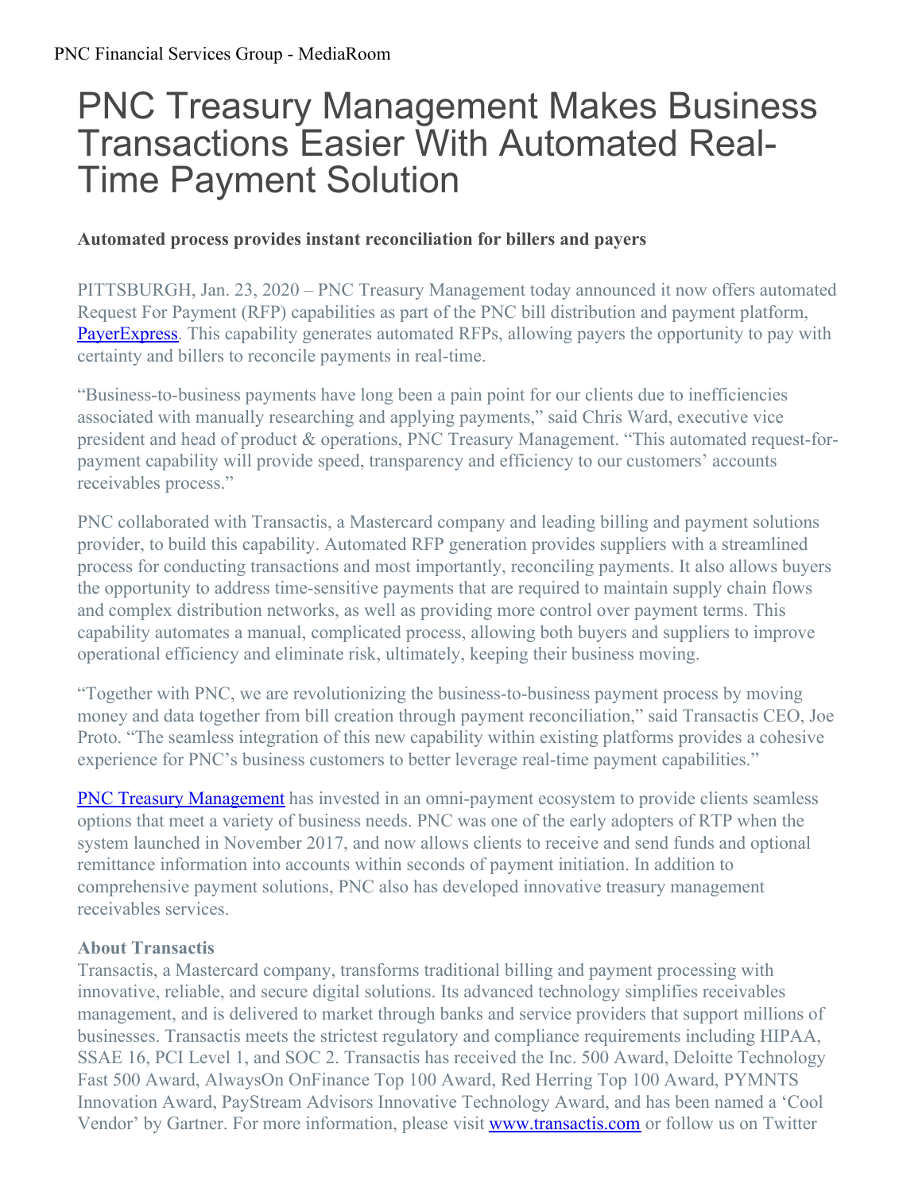# PNC Treasury Management Makes Business Transactions Easier With Automated Real-Time Payment Solution

**Automated process provides instant reconciliation for billers and payers**

PITTSBURGH, Jan. 23, 2020 – PNC Treasury Management today announced it now offers automated Request For Payment (RFP) capabilities as part of the PNC bill distribution and payment platform, PayerExpress. This capability generates automated RFPs, allowing payers the opportunity to pay with certainty and billers to reconcile payments in real-time.

"Business-to-business payments have long been a pain point for our clients due to inefficiencies associated with manually researching and applying payments," said Chris Ward, executive vice president and head of product & operations, PNC Treasury Management. "This automated request-for-payment capability will provide speed, transparency and efficiency to our customers' accounts receivables process."

PNC collaborated with Transactis, a Mastercard company and leading billing and payment solutions provider, to build this capability. Automated RFP generation provides suppliers with a streamlined process for conducting transactions and most importantly, reconciling payments. It also allows buyers the opportunity to address time-sensitive payments that are required to maintain supply chain flows and complex distribution networks, as well as providing more control over payment terms. This capability automates a manual, complicated process, allowing both buyers and suppliers to improve operational efficiency and eliminate risk, ultimately, keeping their business moving.

"Together with PNC, we are revolutionizing the business-to-business payment process by moving money and data together from bill creation through payment reconciliation," said Transactis CEO, Joe Proto. "The seamless integration of this new capability within existing platforms provides a cohesive experience for PNC's business customers to better leverage real-time payment capabilities."

PNC Treasury Management has invested in an omni-payment ecosystem to provide clients seamless options that meet a variety of business needs. PNC was one of the early adopters of RTP when the system launched in November 2017, and now allows clients to receive and send funds and optional remittance information into accounts within seconds of payment initiation. In addition to comprehensive payment solutions, PNC also has developed innovative treasury management receivables services.

**About Transactis**

Transactis, a Mastercard company, transforms traditional billing and payment processing with innovative, reliable, and secure digital solutions. Its advanced technology simplifies receivables management, and is delivered to market through banks and service providers that support millions of businesses. Transactis meets the strictest regulatory and compliance requirements including HIPAA, SSAE 16, PCI Level 1, and SOC 2. Transactis has received the Inc. 500 Award, Deloitte Technology Fast 500 Award, AlwaysOn OnFinance Top 100 Award, Red Herring Top 100 Award, PYMNTS Innovation Award, PayStream Advisors Innovative Technology Award, and has been named a 'Cool Vendor' by Gartner. For more information, please visit www.transactis.com or follow us on Twitter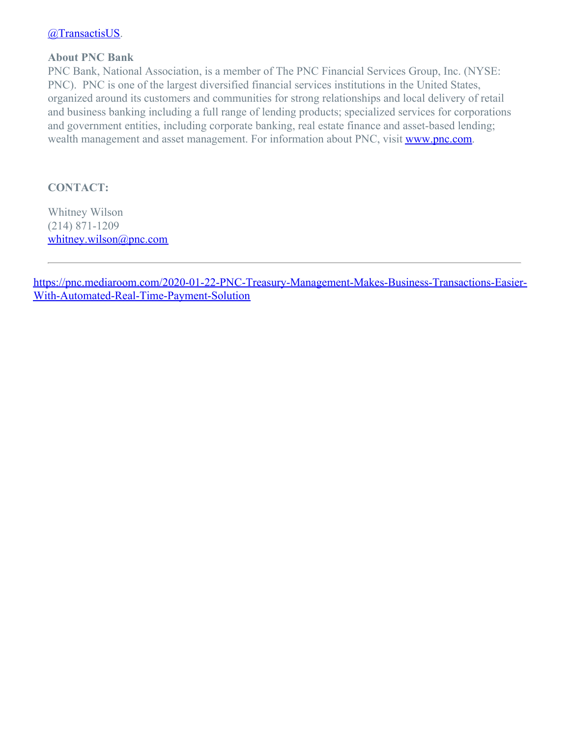@TransactisUS.

**About PNC Bank**

PNC Bank, National Association, is a member of The PNC Financial Services Group, Inc. (NYSE: PNC). PNC is one of the largest diversified financial services institutions in the United States, organized around its customers and communities for strong relationships and local delivery of retail and business banking including a full range of lending products; specialized services for corporations and government entities, including corporate banking, real estate finance and asset-based lending; wealth management and asset management. For information about PNC, visit www.pnc.com.

**CONTACT:**

Whitney Wilson
(214) 871-1209
whitney.wilson@pnc.com

---

https://pnc.mediaroom.com/2020-01-22-PNC-Treasury-Management-Makes-Business-Transactions-Easier-With-Automated-Real-Time-Payment-Solution